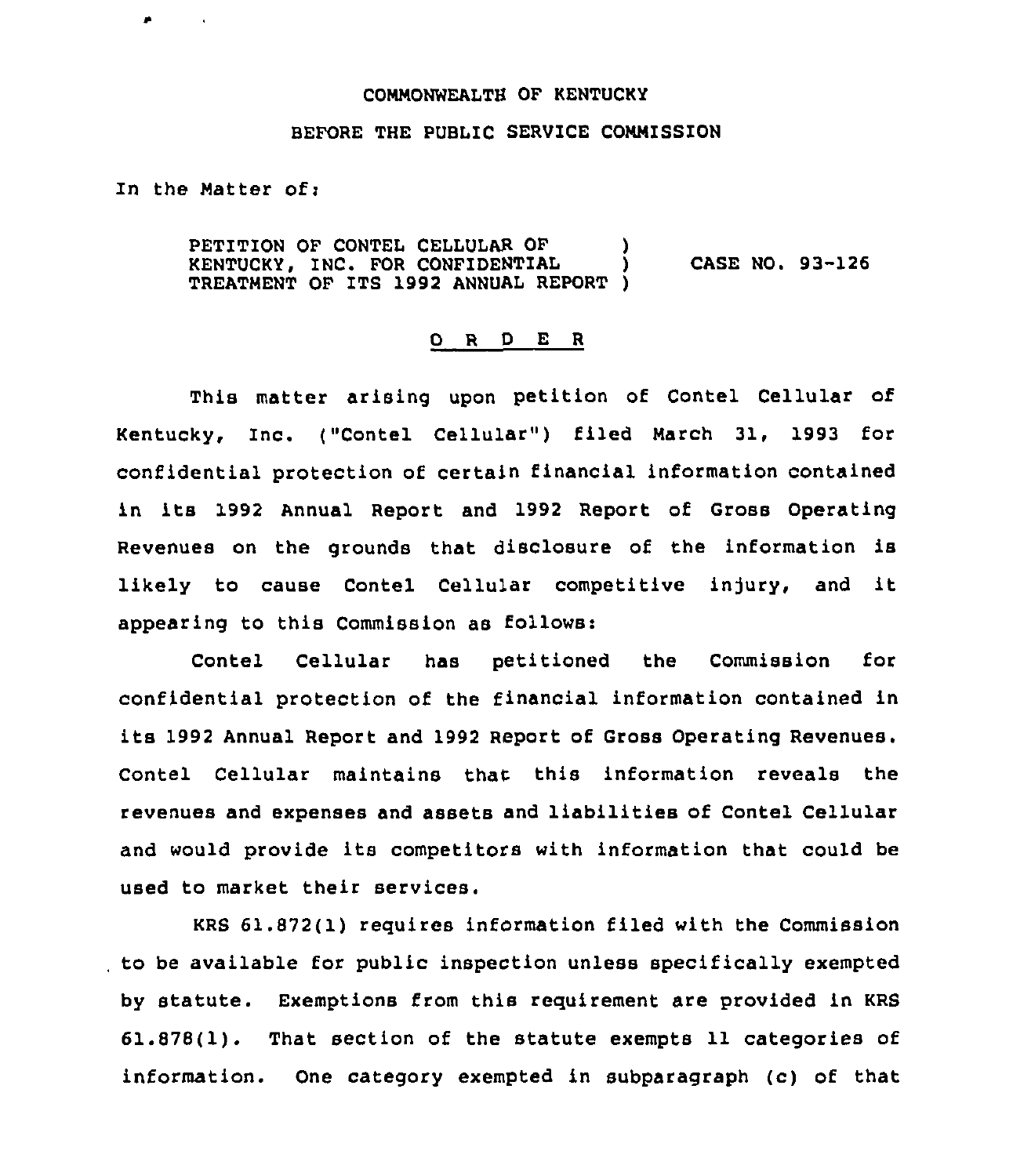COMMONWEALTH OF KENTUCKY

BEFORE THE PUBLIC SERVICE COMMISSION

In the Matter of:

PETITION OF CONTEL CELLULAR OF KENTUCKY, INC. FOR CONFIDENTIAL TREATMENT OF ITS 1992 ANNUAL REPORT ) CASE NO. 93-126

O R D E R

This matter arising upon petition of Contel Cellular of Kentucky, Inc. ("Contel Cellular") filed March 31, 1993 for confidential protection of certain financial information contained in its 1992 Annual Report and 1992 Report of Gross Operating Revenues on the grounds that disclosure of the information is likely to cause Contel Cellular competitive injury, and it appearing to this Commission as follows:

Contel Cellular has petitioned the Commission for confidential protection of the financial information contained in its 1992 Annual Report and 1992 Report of Gross Operating Revenues. Contel Cellular maintains that this information reveals the revenues and expenses and assets and liabilities of Contel Cellular and would provide its competitors with information that could be used to market their services.

KRS 61.872(1) requires information filed with the Commission to be available for public inspection unless specifically exempted by statute. Exemptions from this requirement are provided in KRS 61.878(1). That section of the statute exempts 11 categories of information. One category exempted in subparagraph (c) of that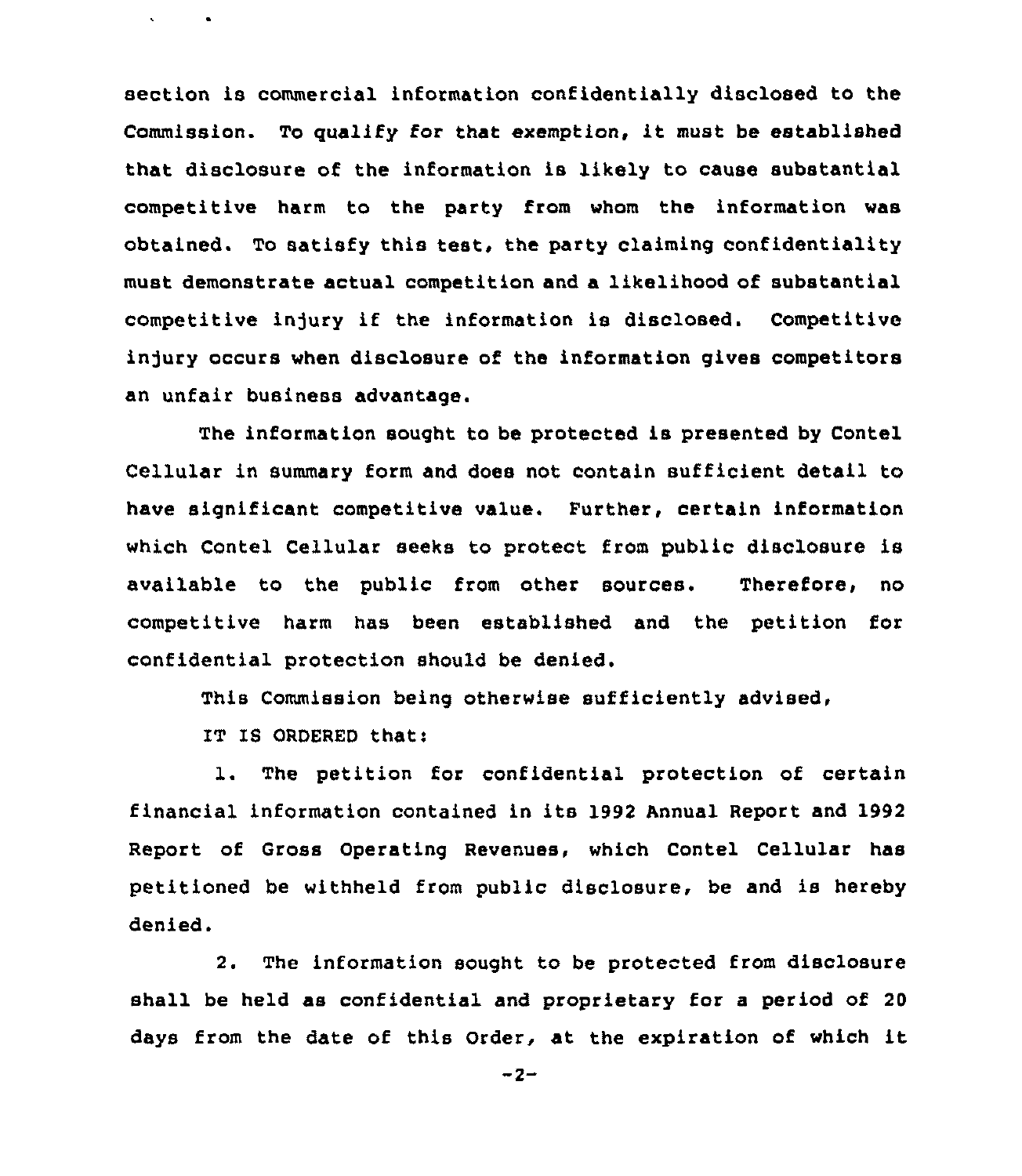section is commercial information confidentially disclosed to the Commission. To qualify for that exemption, it must be established that disclosure of the information is likely to cause substantial competitive harm to the party from whom the information was obtained. To satisfy this test, the party claiming confidentiality must demonstrate actual competition and a likelihood of substantial competitive injury if the information is disclosed. Competitive injury occurs when disclosure of the information gives competitors an unfair business advantage.

The information sought to be protected is presented by Contel Cellular in summary form and does not contain sufficient detail to have significant competitive value. Further, certain information which Contel Cellular seeks to protect from public disclosure is available to the public from other sources. Therefore, no competitive harm has been established and the petition for confidential protection should be denied.

This Commission being otherwise sufficiently advised,

IT IS ORDERED that:

1. The petition for confidential protection of certain financial information contained in its 1992 Annual Report and 1992 Report of Gross Operating Revenues, which Contel Cellular has petitioned be withheld from public disclosure, be and is hereby denied.

2. The information sought to be protected from disclosure shall be held as confidential and proprietary for a period of 20 days from the date of this Order, at the expiration of which it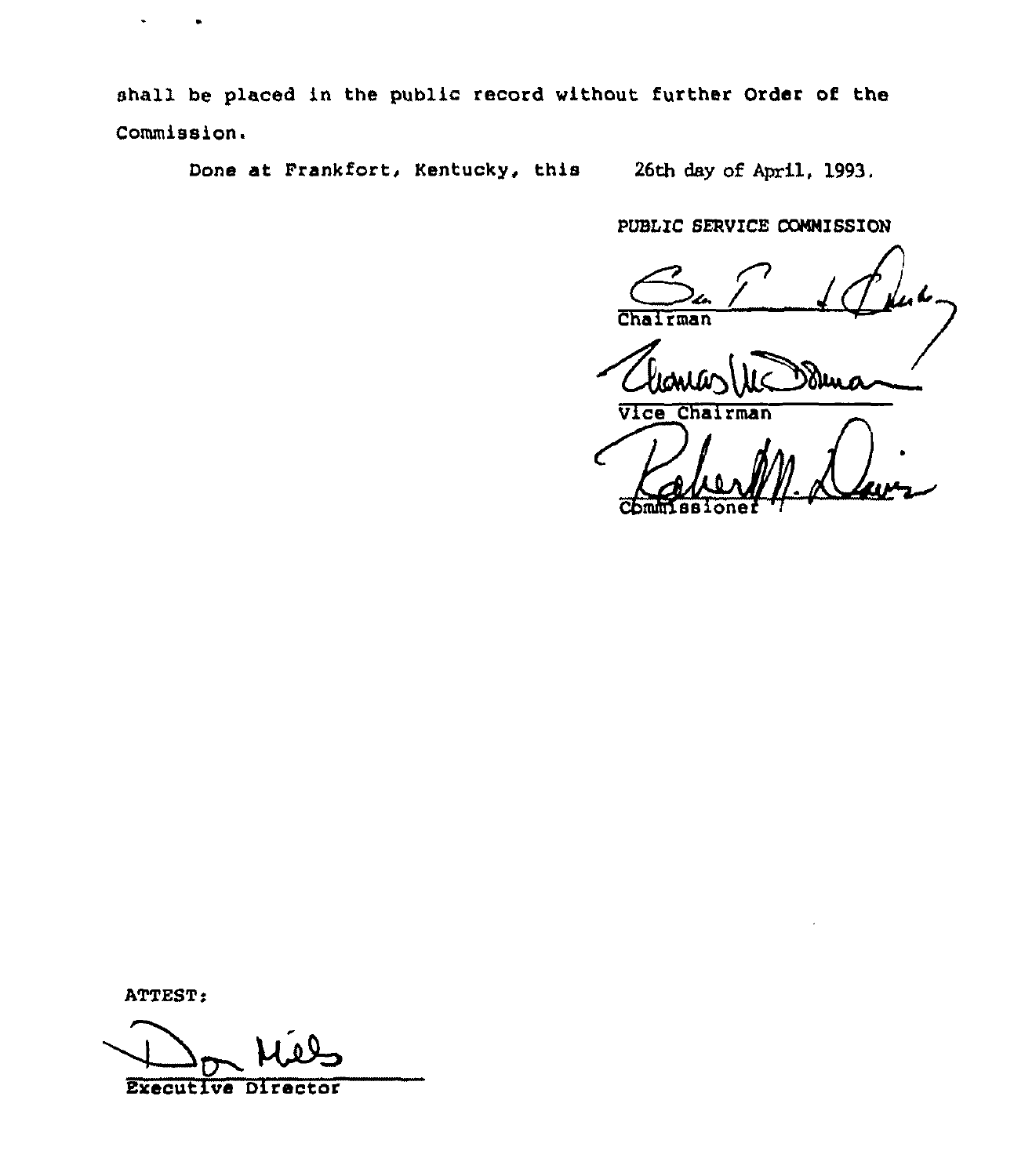shall be placed in the public record without further Order of the Commission.

Done at Frankfort, Kentucky, this 26th day of April, 1993.

PUBLIC SERVICE COMMISSION

Chairman

Vice Chairman

Commissioner

ATTEST:

Executive Director